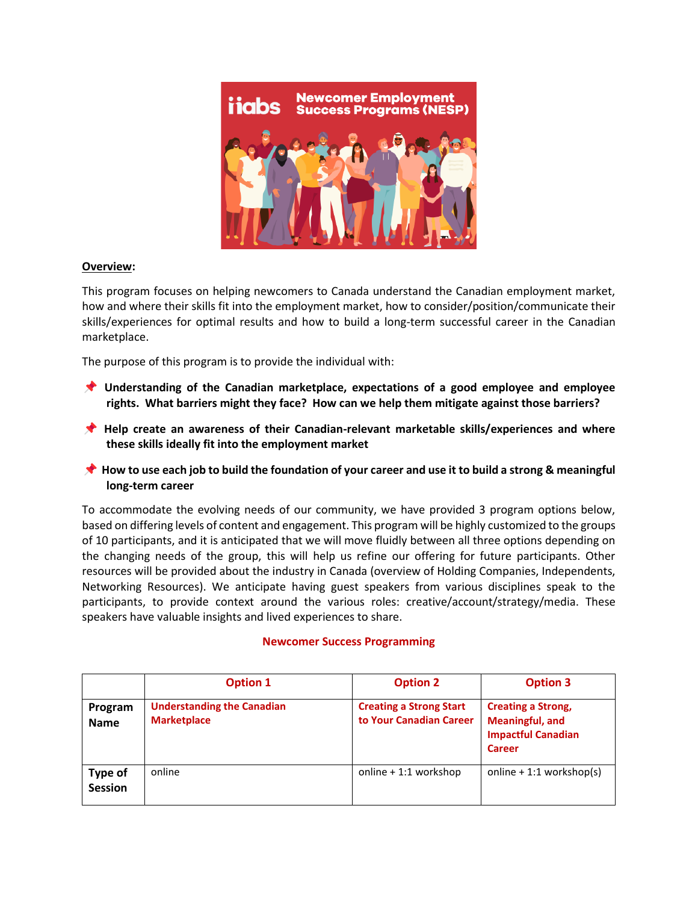**Overview:**

This program focuses on helping newcomers to Canada understand the Canadian employment market, how and where their skills fit into the employment market, how to consider/position/communicate their skills/experiences for optimal results and how to build a long-term successful career in the Canadian marketplace.

The purpose of this program is to provide the individual with:

- 📌 **Understanding of the Canadian marketplace, expectations of a good employee and employee rights. What barriers might they face? How can we help them mitigate against those barriers?**
- 📌 **Help create an awareness of their Canadian-relevant marketable skills/experiences and where these skills ideally fit into the employment market**
- 📌 **How to use each job to build the foundation of your career and use it to build a strong & meaningful long-term career**

To accommodate the evolving needs of our community, we have provided 3 program options below, based on differing levels of content and engagement. This program will be highly customized to the groups of 10 participants, and it is anticipated that we will move fluidly between all three options depending on the changing needs of the group, this will help us refine our offering for future participants. Other resources will be provided about the industry in Canada (overview of Holding Companies, Independents, Networking Resources). We anticipate having guest speakers from various disciplines speak to the participants, to provide context around the various roles: creative/account/strategy/media. These speakers have valuable insights and lived experiences to share.

**Newcomer Success Programming**

| | Option 1 | Option 2 | Option 3 |
|---|---|---|---|
| **Program Name** | **Understanding the Canadian Marketplace** | **Creating a Strong Start to Your Canadian Career** | **Creating a Strong, Meaningful, and Impactful Canadian Career** |
| **Type of Session** | online | online + 1:1 workshop | online + 1:1 workshop(s) |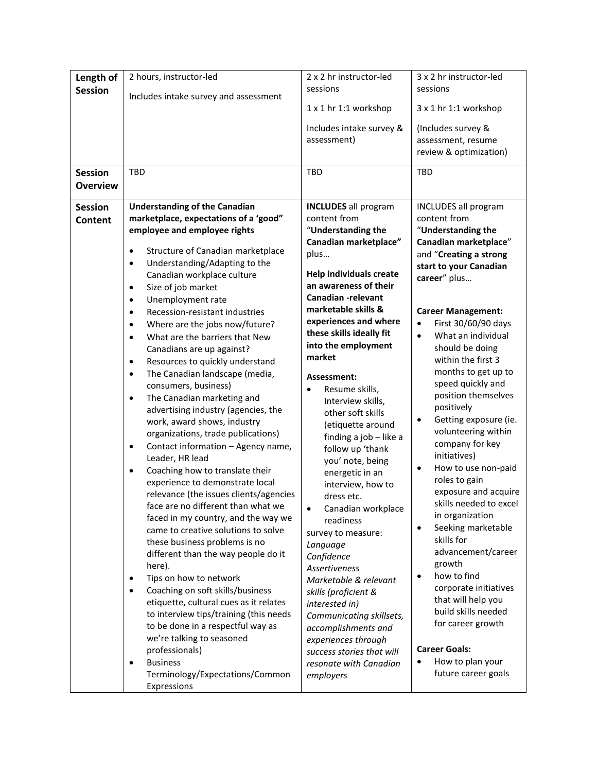| | | | |
|---|---|---|---|
| **Length of Session** | 2 hours, instructor-led<br><br>Includes intake survey and assessment | 2 x 2 hr instructor-led sessions<br><br>1 x 1 hr 1:1 workshop<br><br>Includes intake survey & assessment) | 3 x 2 hr instructor-led sessions<br><br>3 x 1 hr 1:1 workshop<br><br>(Includes survey & assessment, resume review & optimization) |
| **Session Overview** | TBD | TBD | TBD |
| **Session Content** | **Understanding of the Canadian marketplace, expectations of a 'good" employee and employee rights**<br><br>• Structure of Canadian marketplace<br>• Understanding/Adapting to the Canadian workplace culture<br>• Size of job market<br>• Unemployment rate<br>• Recession-resistant industries<br>• Where are the jobs now/future?<br>• What are the barriers that New Canadians are up against?<br>• Resources to quickly understand<br>• The Canadian landscape (media, consumers, business)<br>• The Canadian marketing and advertising industry (agencies, the work, award shows, industry organizations, trade publications)<br>• Contact information – Agency name, Leader, HR lead<br>• Coaching how to translate their experience to demonstrate local relevance (the issues clients/agencies face are no different than what we faced in my country, and the way we came to creative solutions to solve these business problems is no different than the way people do it here).<br>• Tips on how to network<br>• Coaching on soft skills/business etiquette, cultural cues as it relates to interview tips/training (this needs to be done in a respectful way as we're talking to seasoned professionals)<br>• Business Terminology/Expectations/Common Expressions | **INCLUDES** all program content from "**Understanding the Canadian marketplace"** plus…<br><br>**Help individuals create an awareness of their Canadian -relevant marketable skills & experiences and where these skills ideally fit into the employment market**<br><br>**Assessment:**<br>• Resume skills, Interview skills, other soft skills (etiquette around finding a job – like a follow up 'thank you' note, being energetic in an interview, how to dress etc.<br>• Canadian workplace readiness<br><br>survey to measure:<br>*Language*<br>*Confidence*<br>*Assertiveness*<br>*Marketable & relevant skills (proficient & interested in)*<br>*Communicating skillsets, accomplishments and experiences through success stories that will resonate with Canadian employers* | INCLUDES all program content from "**Understanding the Canadian marketplace**" and "**Creating a strong start to your Canadian career**" plus…<br><br>**Career Management:**<br>• First 30/60/90 days<br>• What an individual should be doing within the first 3 months to get up to speed quickly and position themselves positively<br>• Getting exposure (ie. volunteering within company for key initiatives)<br>• How to use non-paid roles to gain exposure and acquire skills needed to excel in organization<br>• Seeking marketable skills for advancement/career growth<br>• how to find corporate initiatives that will help you build skills needed for career growth<br><br>**Career Goals:**<br>• How to plan your future career goals |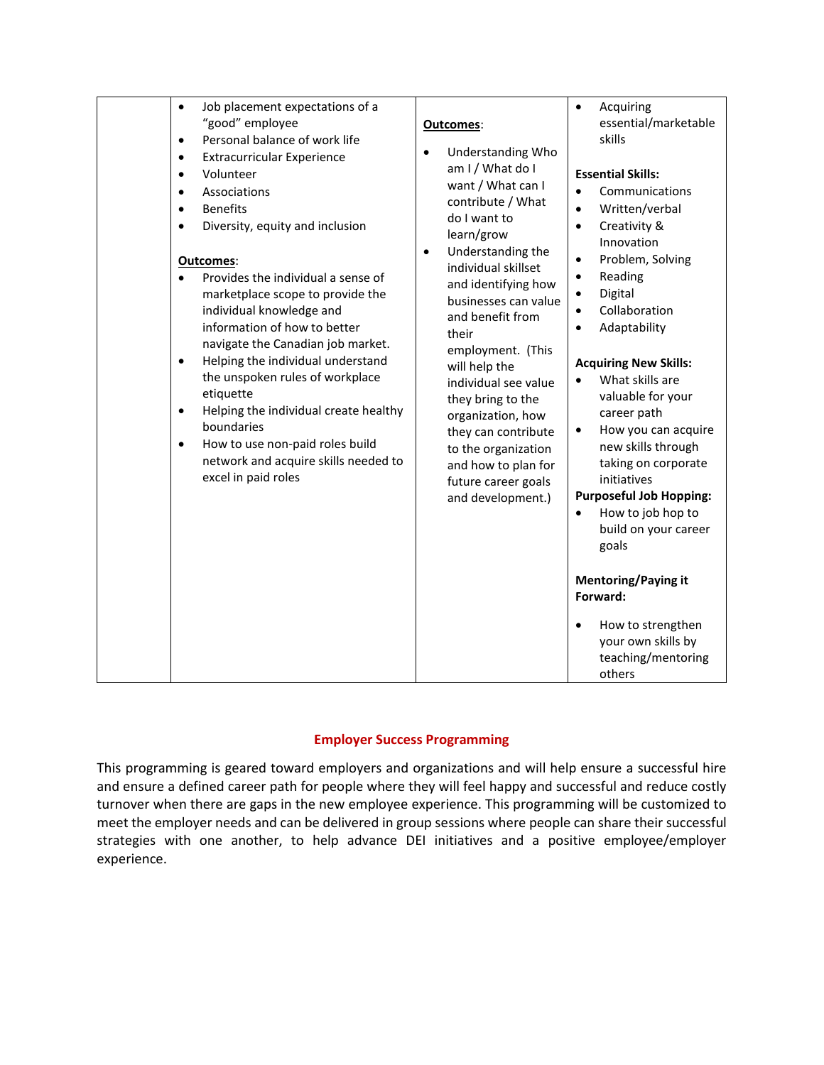| | | | |
|---|---|---|---|
| | • Job placement expectations of a "good" employee<br>• Personal balance of work life<br>• Extracurricular Experience<br>• Volunteer<br>• Associations<br>• Benefits<br>• Diversity, equity and inclusion<br><br>**<u>Outcomes</u>**:<br>• Provides the individual a sense of marketplace scope to provide the individual knowledge and information of how to better navigate the Canadian job market.<br>• Helping the individual understand the unspoken rules of workplace etiquette<br>• Helping the individual create healthy boundaries<br>• How to use non-paid roles build network and acquire skills needed to excel in paid roles | **<u>Outcomes</u>**:<br>• Understanding Who am I / What do I want / What can I contribute / What do I want to learn/grow<br>• Understanding the individual skillset and identifying how businesses can value and benefit from their employment. (This will help the individual see value they bring to the organization, how they can contribute to the organization and how to plan for future career goals and development.) | • Acquiring essential/marketable skills<br><br>**Essential Skills:**<br>• Communications<br>• Written/verbal<br>• Creativity & Innovation<br>• Problem, Solving<br>• Reading<br>• Digital<br>• Collaboration<br>• Adaptability<br><br>**Acquiring New Skills:**<br>• What skills are valuable for your career path<br>• How you can acquire new skills through taking on corporate initiatives<br>**Purposeful Job Hopping:**<br>• How to job hop to build on your career goals<br><br>**Mentoring/Paying it Forward:**<br>• How to strengthen your own skills by teaching/mentoring others |

## Employer Success Programming

This programming is geared toward employers and organizations and will help ensure a successful hire and ensure a defined career path for people where they will feel happy and successful and reduce costly turnover when there are gaps in the new employee experience. This programming will be customized to meet the employer needs and can be delivered in group sessions where people can share their successful strategies with one another, to help advance DEI initiatives and a positive employee/employer experience.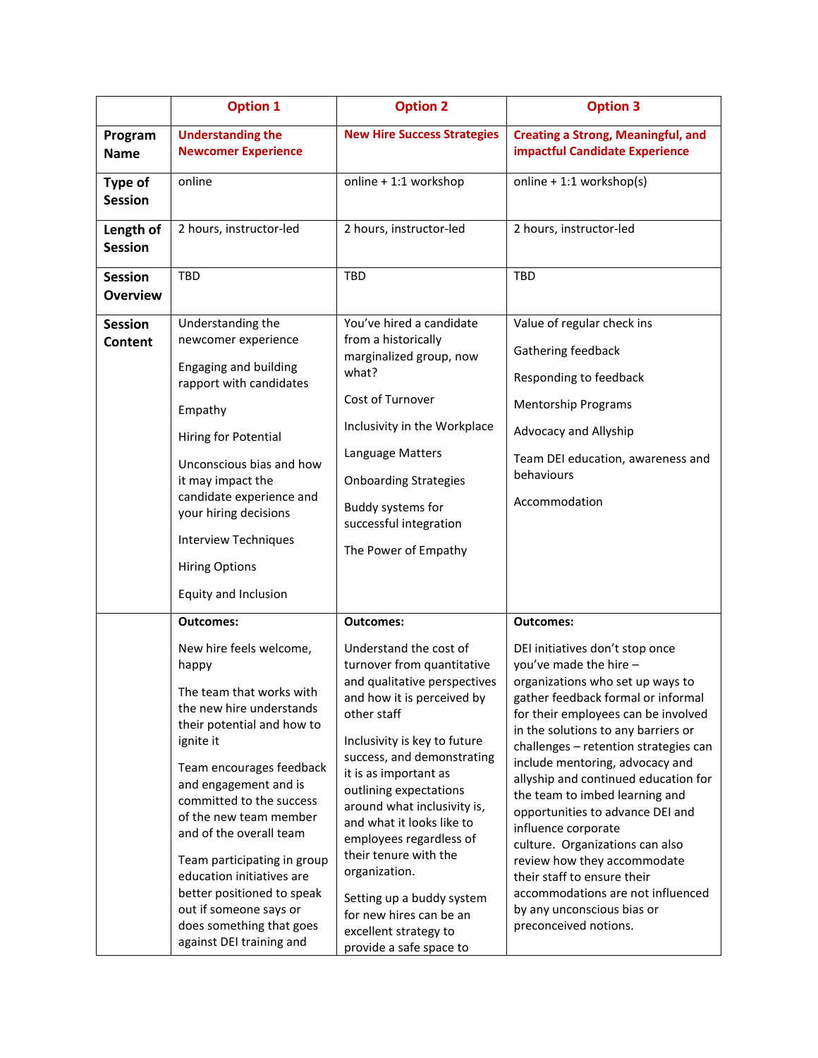| | Option 1 | Option 2 | Option 3 |
|---|---|---|---|
| **Program Name** | **Understanding the Newcomer Experience** | **New Hire Success Strategies** | **Creating a Strong, Meaningful, and impactful Candidate Experience** |
| **Type of Session** | online | online + 1:1 workshop | online + 1:1 workshop(s) |
| **Length of Session** | 2 hours, instructor-led | 2 hours, instructor-led | 2 hours, instructor-led |
| **Session Overview** | TBD | TBD | TBD |
| **Session Content** | Understanding the newcomer experience<br><br>Engaging and building rapport with candidates<br><br>Empathy<br><br>Hiring for Potential<br><br>Unconscious bias and how it may impact the candidate experience and your hiring decisions<br><br>Interview Techniques<br><br>Hiring Options<br><br>Equity and Inclusion | You've hired a candidate from a historically marginalized group, now what?<br><br>Cost of Turnover<br><br>Inclusivity in the Workplace<br><br>Language Matters<br><br>Onboarding Strategies<br><br>Buddy systems for successful integration<br><br>The Power of Empathy | Value of regular check ins<br><br>Gathering feedback<br><br>Responding to feedback<br><br>Mentorship Programs<br><br>Advocacy and Allyship<br><br>Team DEI education, awareness and behaviours<br><br>Accommodation |
| | **Outcomes:**<br><br>New hire feels welcome, happy<br><br>The team that works with the new hire understands their potential and how to ignite it<br><br>Team encourages feedback and engagement and is committed to the success of the new team member and of the overall team<br><br>Team participating in group education initiatives are better positioned to speak out if someone says or does something that goes against DEI training and | **Outcomes:**<br><br>Understand the cost of turnover from quantitative and qualitative perspectives and how it is perceived by other staff<br><br>Inclusivity is key to future success, and demonstrating it is as important as outlining expectations around what inclusivity is, and what it looks like to employees regardless of their tenure with the organization.<br><br>Setting up a buddy system for new hires can be an excellent strategy to provide a safe space to | **Outcomes:**<br><br>DEI initiatives don't stop once you've made the hire – organizations who set up ways to gather feedback formal or informal for their employees can be involved in the solutions to any barriers or challenges – retention strategies can include mentoring, advocacy and allyship and continued education for the team to imbed learning and opportunities to advance DEI and influence corporate culture. Organizations can also review how they accommodate their staff to ensure their accommodations are not influenced by any unconscious bias or preconceived notions. |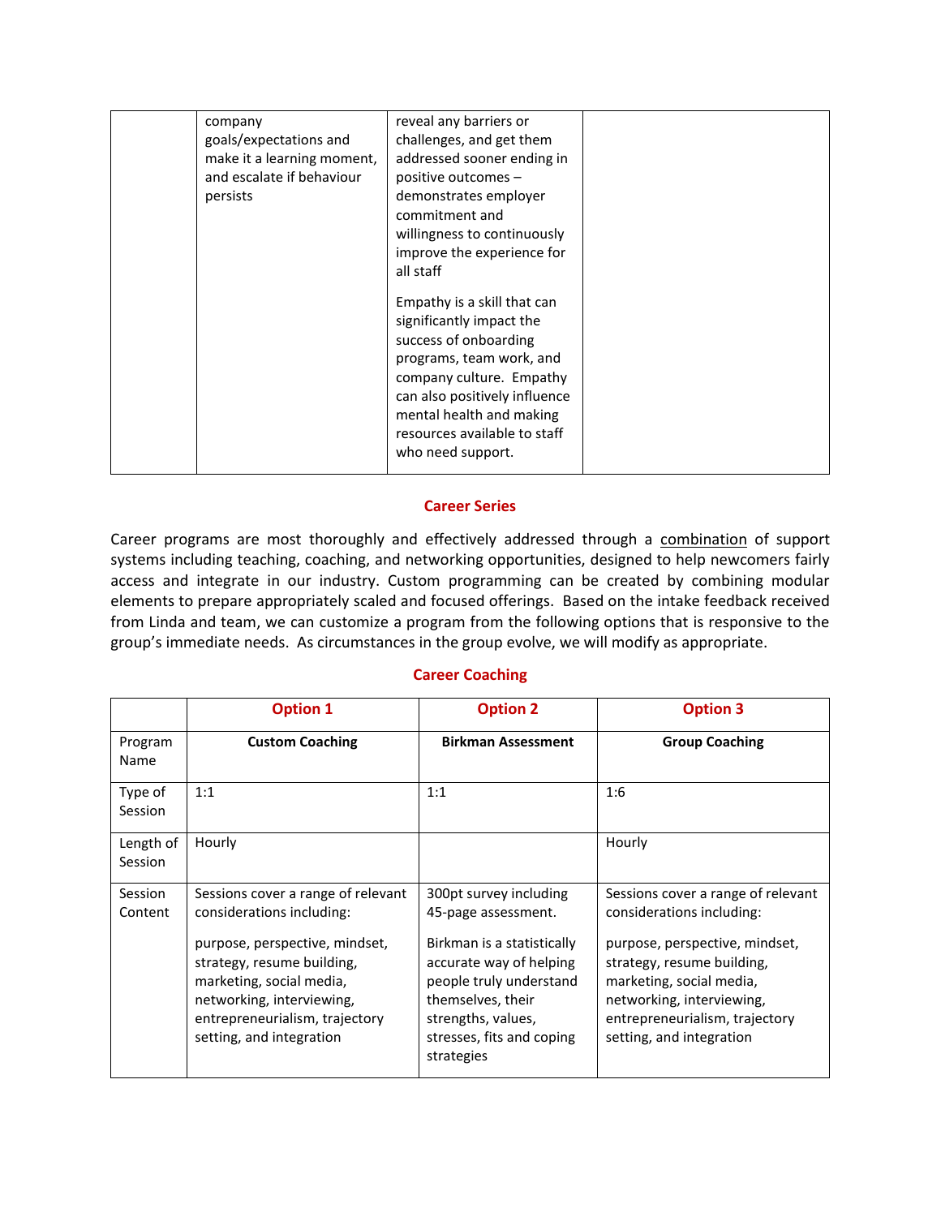| | | | |
|---|---|---|---|
| | company goals/expectations and make it a learning moment, and escalate if behaviour persists | reveal any barriers or challenges, and get them addressed sooner ending in positive outcomes – demonstrates employer commitment and willingness to continuously improve the experience for all staff<br><br>Empathy is a skill that can significantly impact the success of onboarding programs, team work, and company culture. Empathy can also positively influence mental health and making resources available to staff who need support. | |

## Career Series

Career programs are most thoroughly and effectively addressed through a combination of support systems including teaching, coaching, and networking opportunities, designed to help newcomers fairly access and integrate in our industry. Custom programming can be created by combining modular elements to prepare appropriately scaled and focused offerings. Based on the intake feedback received from Linda and team, we can customize a program from the following options that is responsive to the group's immediate needs. As circumstances in the group evolve, we will modify as appropriate.

### Career Coaching

| | Option 1 | Option 2 | Option 3 |
|---|---|---|---|
| Program Name | **Custom Coaching** | **Birkman Assessment** | **Group Coaching** |
| Type of Session | 1:1 | 1:1 | 1:6 |
| Length of Session | Hourly | | Hourly |
| Session Content | Sessions cover a range of relevant considerations including:<br><br>purpose, perspective, mindset, strategy, resume building, marketing, social media, networking, interviewing, entrepreneurialism, trajectory setting, and integration | 300pt survey including 45-page assessment.<br><br>Birkman is a statistically accurate way of helping people truly understand themselves, their strengths, values, stresses, fits and coping strategies | Sessions cover a range of relevant considerations including:<br><br>purpose, perspective, mindset, strategy, resume building, marketing, social media, networking, interviewing, entrepreneurialism, trajectory setting, and integration |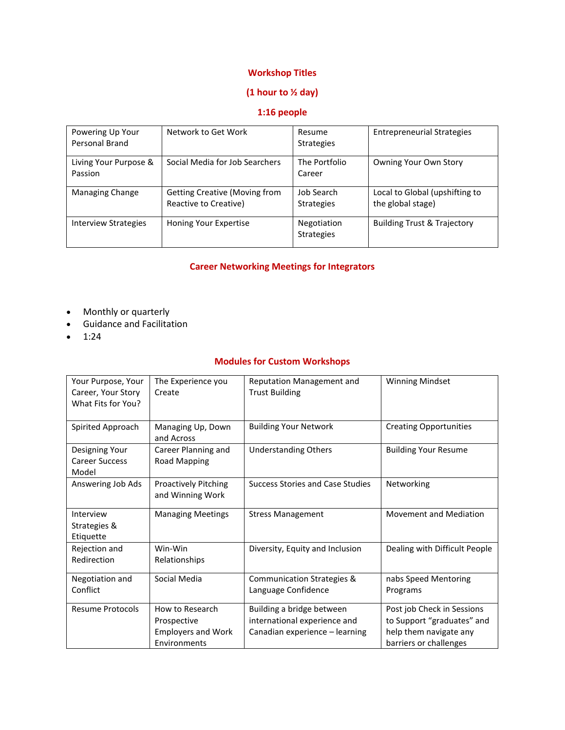## Workshop Titles

## (1 hour to ½ day)

## 1:16 people

| | | | |
|---|---|---|---|
| Powering Up Your Personal Brand | Network to Get Work | Resume Strategies | Entrepreneurial Strategies |
| Living Your Purpose & Passion | Social Media for Job Searchers | The Portfolio Career | Owning Your Own Story |
| Managing Change | Getting Creative (Moving from Reactive to Creative) | Job Search Strategies | Local to Global (upshifting to the global stage) |
| Interview Strategies | Honing Your Expertise | Negotiation Strategies | Building Trust & Trajectory |

## Career Networking Meetings for Integrators

- Monthly or quarterly
- Guidance and Facilitation
- 1:24

## Modules for Custom Workshops

| | | | |
|---|---|---|---|
| Your Purpose, Your Career, Your Story What Fits for You? | The Experience you Create | Reputation Management and Trust Building | Winning Mindset |
| Spirited Approach | Managing Up, Down and Across | Building Your Network | Creating Opportunities |
| Designing Your Career Success Model | Career Planning and Road Mapping | Understanding Others | Building Your Resume |
| Answering Job Ads | Proactively Pitching and Winning Work | Success Stories and Case Studies | Networking |
| Interview Strategies & Etiquette | Managing Meetings | Stress Management | Movement and Mediation |
| Rejection and Redirection | Win-Win Relationships | Diversity, Equity and Inclusion | Dealing with Difficult People |
| Negotiation and Conflict | Social Media | Communication Strategies & Language Confidence | nabs Speed Mentoring Programs |
| Resume Protocols | How to Research Prospective Employers and Work Environments | Building a bridge between international experience and Canadian experience – learning | Post job Check in Sessions to Support "graduates" and help them navigate any barriers or challenges |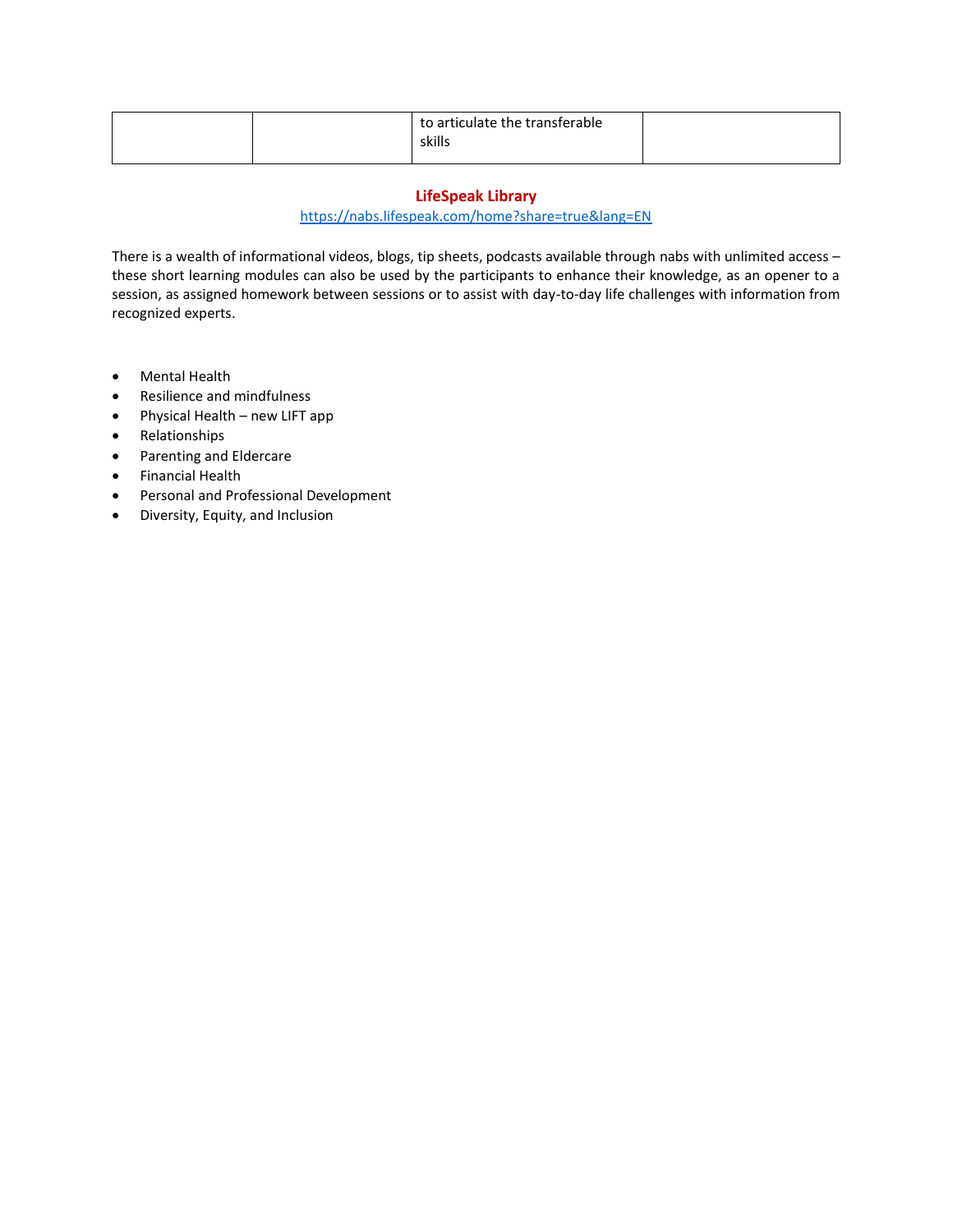| | | | |
|---|---|---|---|
| | | to articulate the transferable skills | |

## LifeSpeak Library

https://nabs.lifespeak.com/home?share=true&lang=EN

There is a wealth of informational videos, blogs, tip sheets, podcasts available through nabs with unlimited access – these short learning modules can also be used by the participants to enhance their knowledge, as an opener to a session, as assigned homework between sessions or to assist with day-to-day life challenges with information from recognized experts.

- Mental Health
- Resilience and mindfulness
- Physical Health – new LIFT app
- Relationships
- Parenting and Eldercare
- Financial Health
- Personal and Professional Development
- Diversity, Equity, and Inclusion